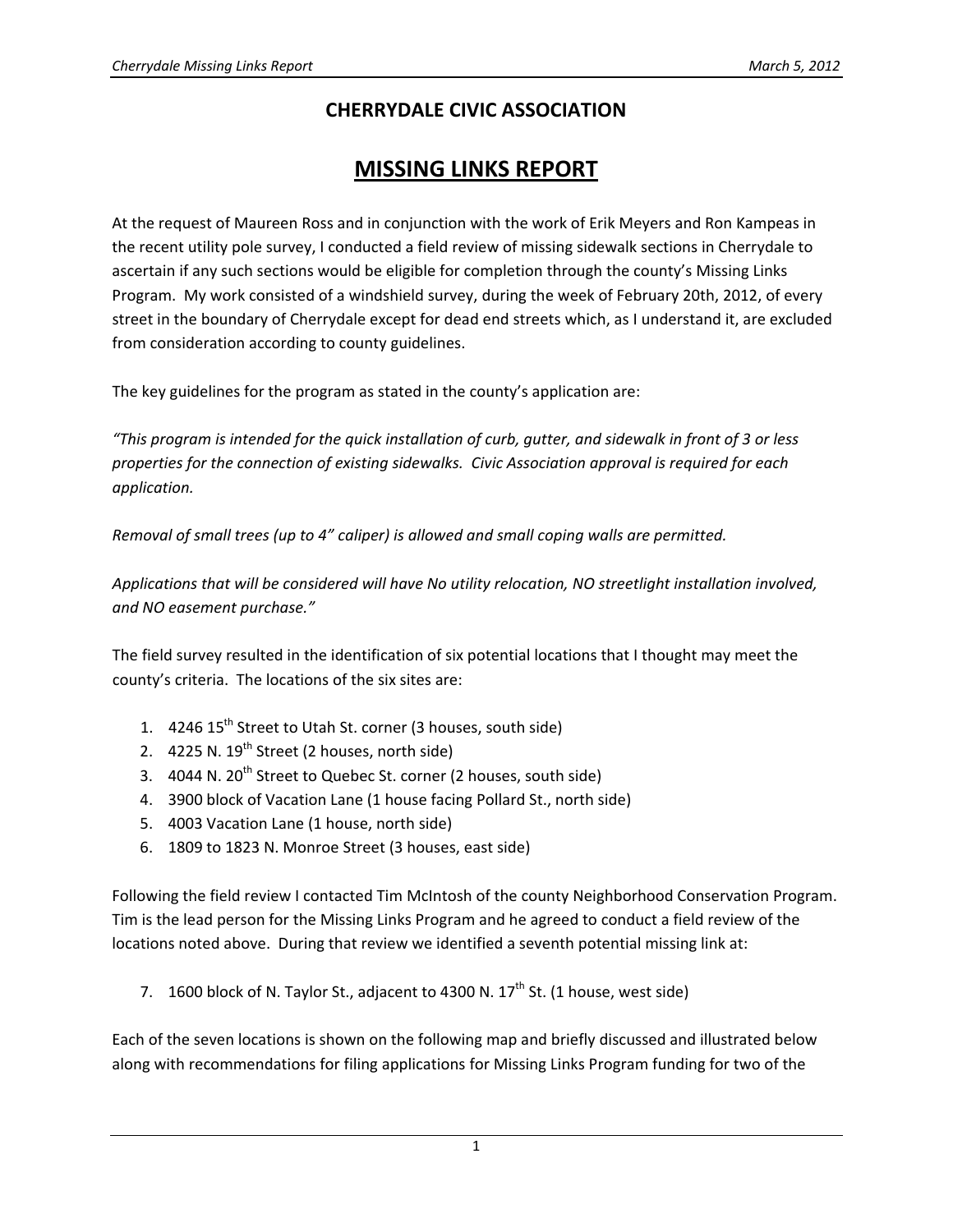# CHERRYDALE CIVIC ASSOCIATION

## MISSING LINKS REPORT

At the request of Maureen Ross and in conjunction with the work of Erik Meyers and Ron Kampeas in the recent utility pole survey, I conducted a field review of missing sidewalk sections in Cherrydale to ascertain if any such sections would be eligible for completion through the county's Missing Links Program. My work consisted of a windshield survey, during the week of February 20th, 2012, of every street in the boundary of Cherrydale except for dead end streets which, as I understand it, are excluded from consideration according to county guidelines.

The key guidelines for the program as stated in the county's application are:

*"This program is intended for the quick installation of curb, gutter, and sidewalk in front of 3 or less properties for the connection of existing sidewalks. Civic Association approval is required for each application.*

*Removal of small trees (up to 4" caliper) is allowed and small coping walls are permitted.*

*Applications that will be considered will have No utility relocation, NO streetlight installation involved, and NO easement purchase."*

The field survey resulted in the identification of six potential locations that I thought may meet the county's criteria. The locations of the six sites are:

1. 4246 15th Street to Utah St. corner (3 houses, south side)
2. 4225 N. 19th Street (2 houses, north side)
3. 4044 N. 20th Street to Quebec St. corner (2 houses, south side)
4. 3900 block of Vacation Lane (1 house facing Pollard St., north side)
5. 4003 Vacation Lane (1 house, north side)
6. 1809 to 1823 N. Monroe Street (3 houses, east side)

Following the field review I contacted Tim McIntosh of the county Neighborhood Conservation Program. Tim is the lead person for the Missing Links Program and he agreed to conduct a field review of the locations noted above. During that review we identified a seventh potential missing link at:

7. 1600 block of N. Taylor St., adjacent to 4300 N. 17th St. (1 house, west side)

Each of the seven locations is shown on the following map and briefly discussed and illustrated below along with recommendations for filing applications for Missing Links Program funding for two of the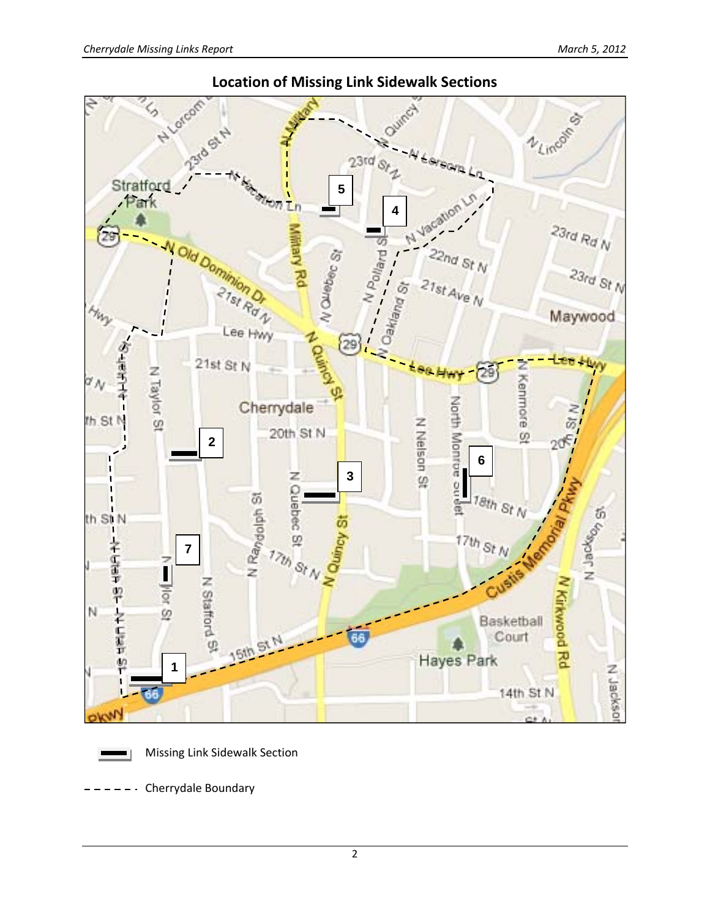## Location of Missing Link Sidewalk Sections

Missing Link Sidewalk Section

Cherrydale Boundary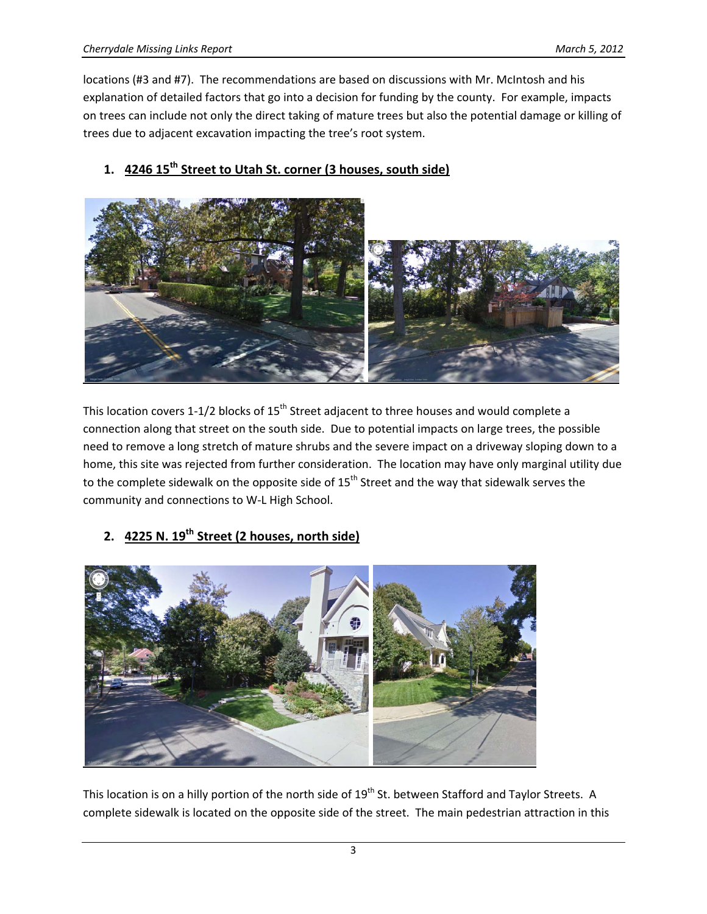locations (#3 and #7). The recommendations are based on discussions with Mr. McIntosh and his explanation of detailed factors that go into a decision for funding by the county. For example, impacts on trees can include not only the direct taking of mature trees but also the potential damage or killing of trees due to adjacent excavation impacting the tree's root system.

## 1. 4246 15th Street to Utah St. corner (3 houses, south side)

This location covers 1-1/2 blocks of 15th Street adjacent to three houses and would complete a connection along that street on the south side. Due to potential impacts on large trees, the possible need to remove a long stretch of mature shrubs and the severe impact on a driveway sloping down to a home, this site was rejected from further consideration. The location may have only marginal utility due to the complete sidewalk on the opposite side of 15th Street and the way that sidewalk serves the community and connections to W-L High School.

## 2. 4225 N. 19th Street (2 houses, north side)

This location is on a hilly portion of the north side of 19th St. between Stafford and Taylor Streets. A complete sidewalk is located on the opposite side of the street. The main pedestrian attraction in this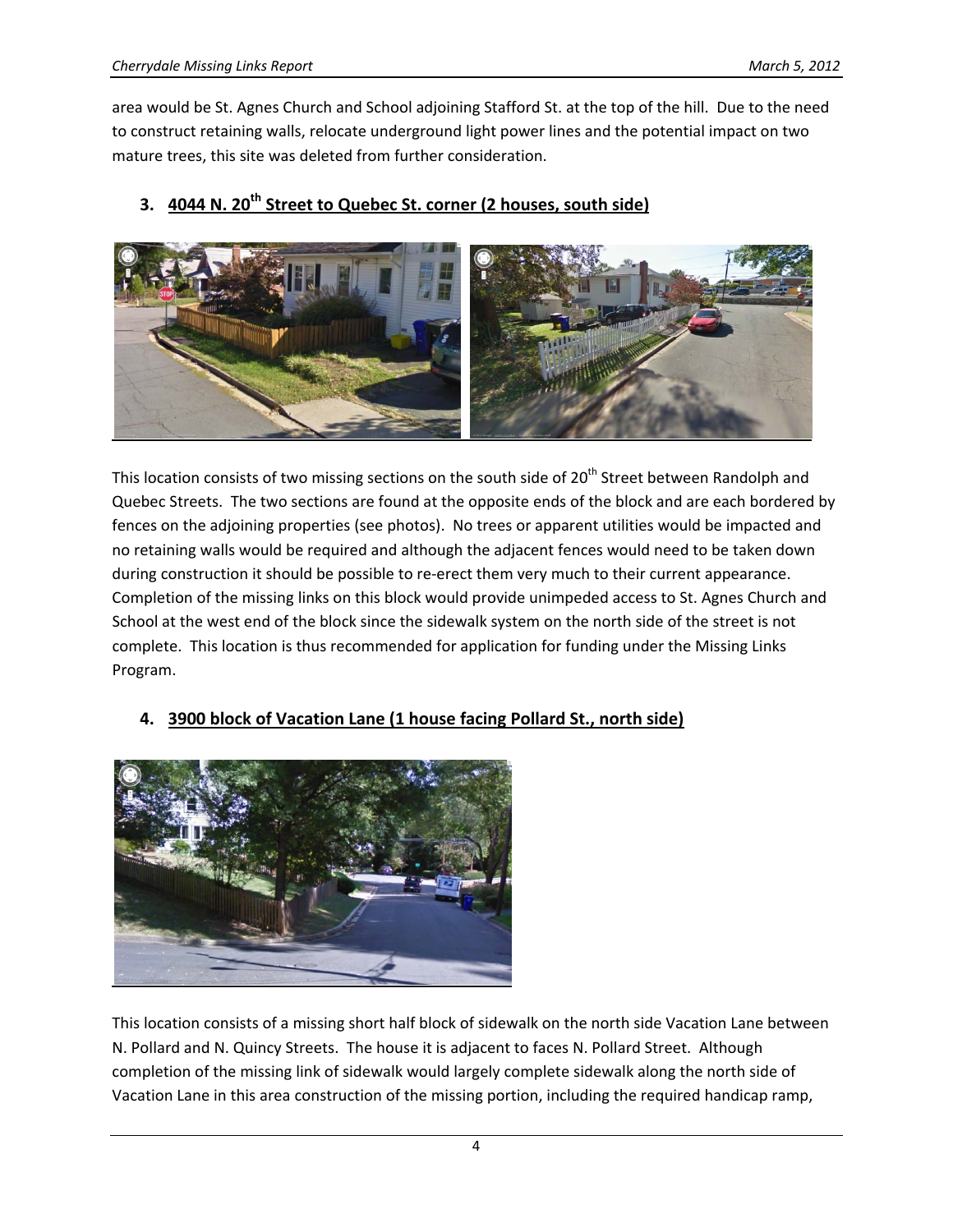area would be St. Agnes Church and School adjoining Stafford St. at the top of the hill. Due to the need to construct retaining walls, relocate underground light power lines and the potential impact on two mature trees, this site was deleted from further consideration.

### 3. 4044 N. 20th Street to Quebec St. corner (2 houses, south side)

This location consists of two missing sections on the south side of 20th Street between Randolph and Quebec Streets. The two sections are found at the opposite ends of the block and are each bordered by fences on the adjoining properties (see photos). No trees or apparent utilities would be impacted and no retaining walls would be required and although the adjacent fences would need to be taken down during construction it should be possible to re-erect them very much to their current appearance. Completion of the missing links on this block would provide unimpeded access to St. Agnes Church and School at the west end of the block since the sidewalk system on the north side of the street is not complete. This location is thus recommended for application for funding under the Missing Links Program.

### 4. 3900 block of Vacation Lane (1 house facing Pollard St., north side)

This location consists of a missing short half block of sidewalk on the north side Vacation Lane between N. Pollard and N. Quincy Streets. The house it is adjacent to faces N. Pollard Street. Although completion of the missing link of sidewalk would largely complete sidewalk along the north side of Vacation Lane in this area construction of the missing portion, including the required handicap ramp,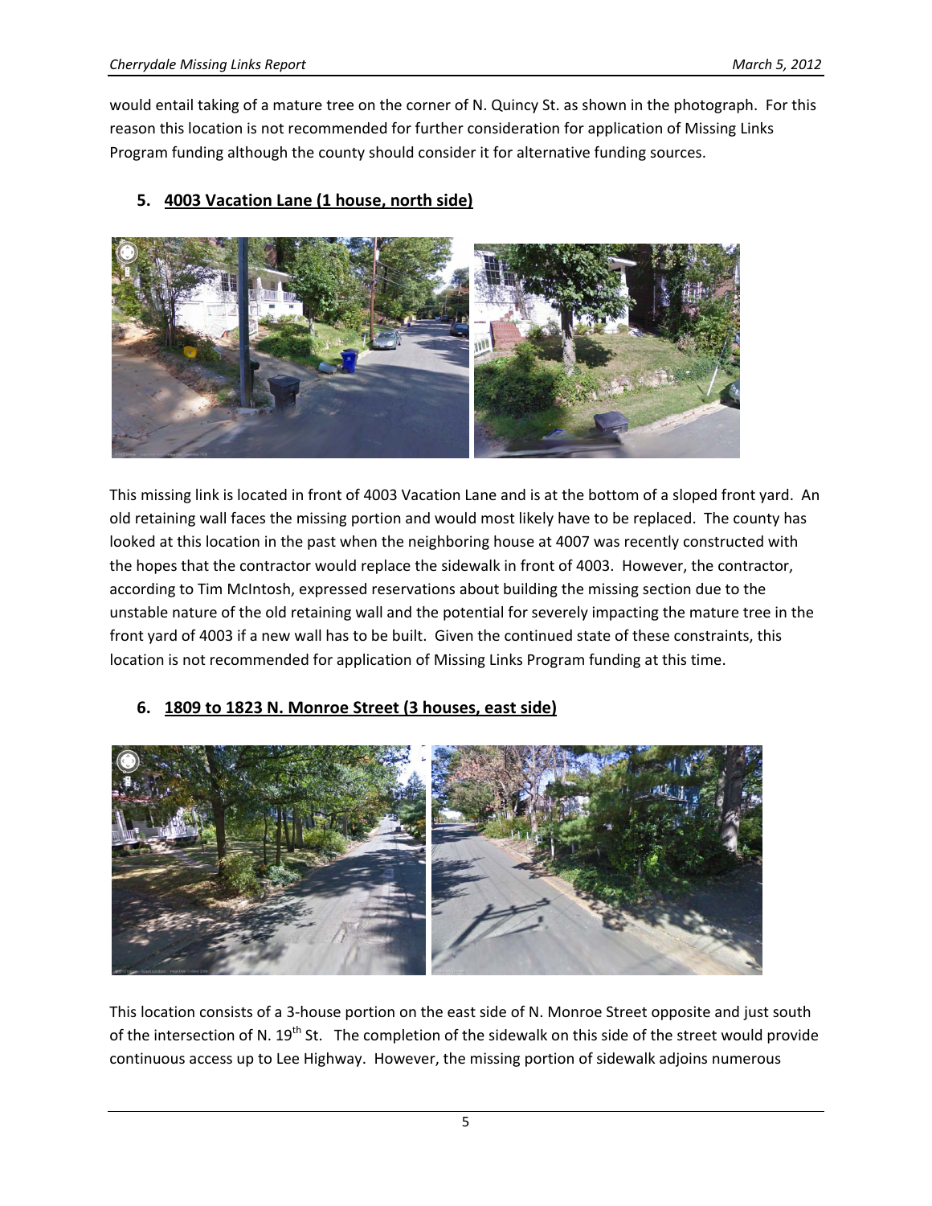would entail taking of a mature tree on the corner of N. Quincy St. as shown in the photograph. For this reason this location is not recommended for further consideration for application of Missing Links Program funding although the county should consider it for alternative funding sources.

## 5. 4003 Vacation Lane (1 house, north side)

This missing link is located in front of 4003 Vacation Lane and is at the bottom of a sloped front yard. An old retaining wall faces the missing portion and would most likely have to be replaced. The county has looked at this location in the past when the neighboring house at 4007 was recently constructed with the hopes that the contractor would replace the sidewalk in front of 4003. However, the contractor, according to Tim McIntosh, expressed reservations about building the missing section due to the unstable nature of the old retaining wall and the potential for severely impacting the mature tree in the front yard of 4003 if a new wall has to be built. Given the continued state of these constraints, this location is not recommended for application of Missing Links Program funding at this time.

## 6. 1809 to 1823 N. Monroe Street (3 houses, east side)

This location consists of a 3-house portion on the east side of N. Monroe Street opposite and just south of the intersection of N. 19th St. The completion of the sidewalk on this side of the street would provide continuous access up to Lee Highway. However, the missing portion of sidewalk adjoins numerous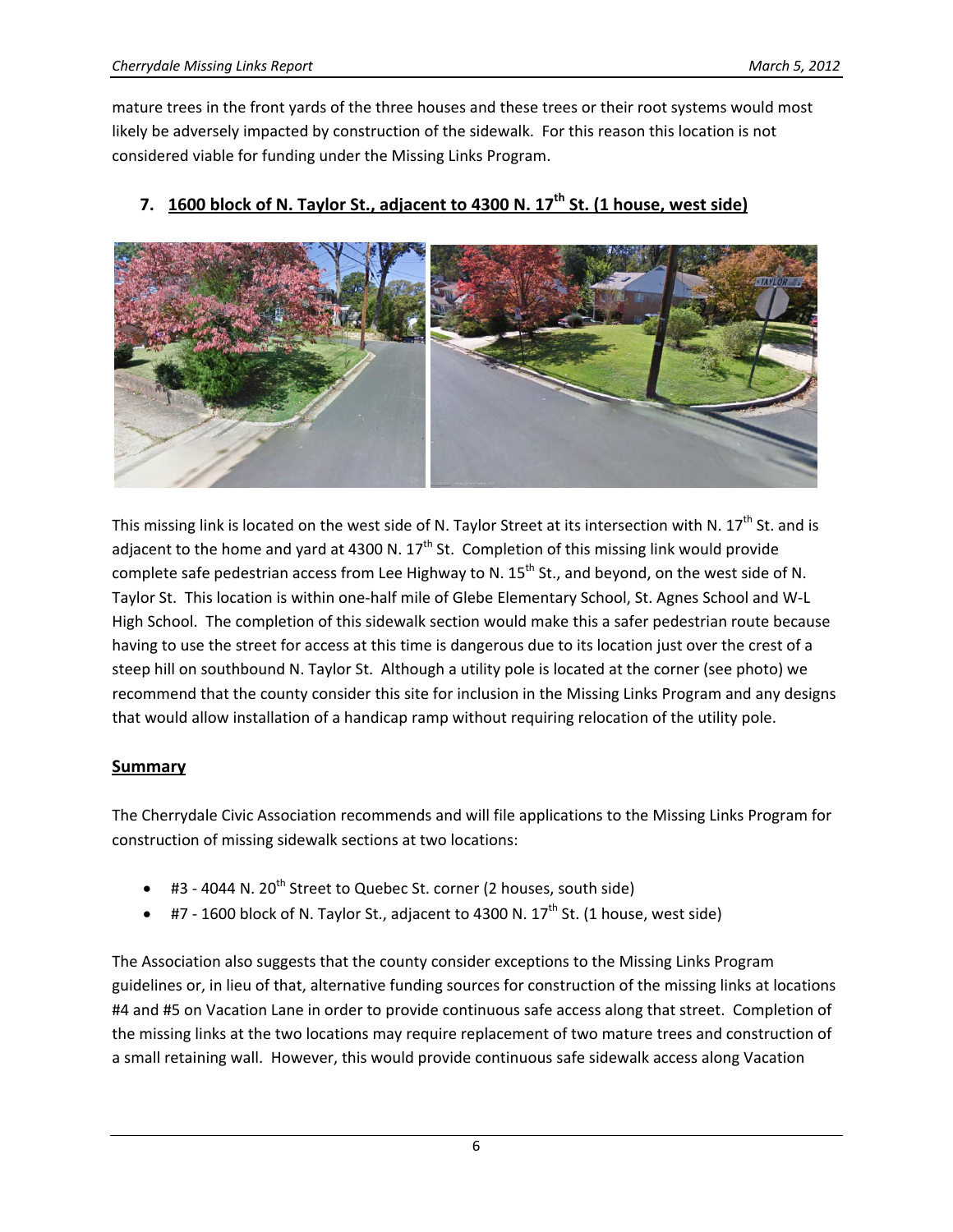mature trees in the front yards of the three houses and these trees or their root systems would most likely be adversely impacted by construction of the sidewalk. For this reason this location is not considered viable for funding under the Missing Links Program.

## 7. 1600 block of N. Taylor St., adjacent to 4300 N. 17th St. (1 house, west side)

This missing link is located on the west side of N. Taylor Street at its intersection with N. 17th St. and is adjacent to the home and yard at 4300 N. 17th St. Completion of this missing link would provide complete safe pedestrian access from Lee Highway to N. 15th St., and beyond, on the west side of N. Taylor St. This location is within one-half mile of Glebe Elementary School, St. Agnes School and W-L High School. The completion of this sidewalk section would make this a safer pedestrian route because having to use the street for access at this time is dangerous due to its location just over the crest of a steep hill on southbound N. Taylor St. Although a utility pole is located at the corner (see photo) we recommend that the county consider this site for inclusion in the Missing Links Program and any designs that would allow installation of a handicap ramp without requiring relocation of the utility pole.

## Summary

The Cherrydale Civic Association recommends and will file applications to the Missing Links Program for construction of missing sidewalk sections at two locations:

- #3 - 4044 N. 20th Street to Quebec St. corner (2 houses, south side)
- #7 - 1600 block of N. Taylor St., adjacent to 4300 N. 17th St. (1 house, west side)

The Association also suggests that the county consider exceptions to the Missing Links Program guidelines or, in lieu of that, alternative funding sources for construction of the missing links at locations #4 and #5 on Vacation Lane in order to provide continuous safe access along that street. Completion of the missing links at the two locations may require replacement of two mature trees and construction of a small retaining wall. However, this would provide continuous safe sidewalk access along Vacation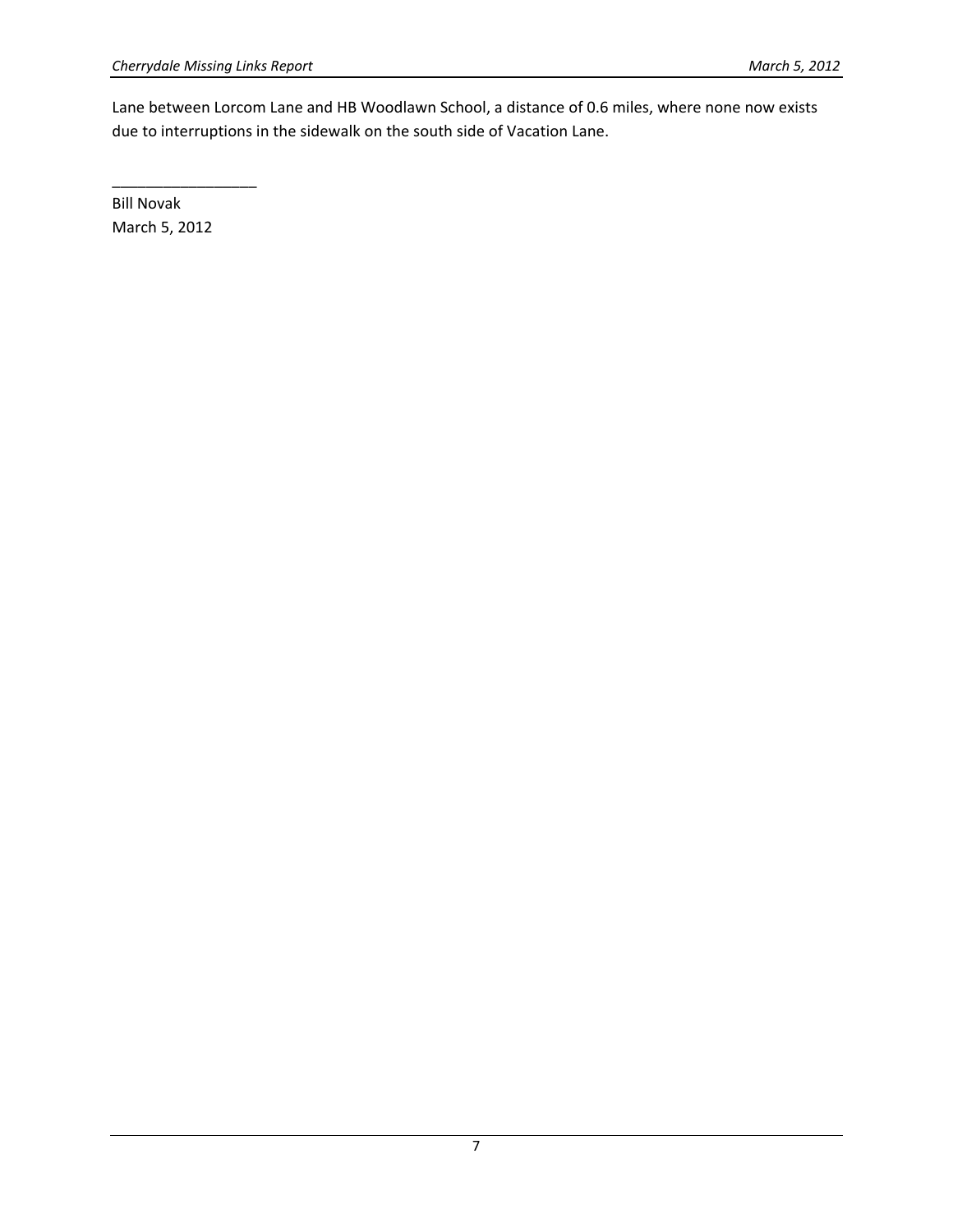Lane between Lorcom Lane and HB Woodlawn School, a distance of 0.6 miles, where none now exists due to interruptions in the sidewalk on the south side of Vacation Lane.

_________________

Bill Novak
March 5, 2012